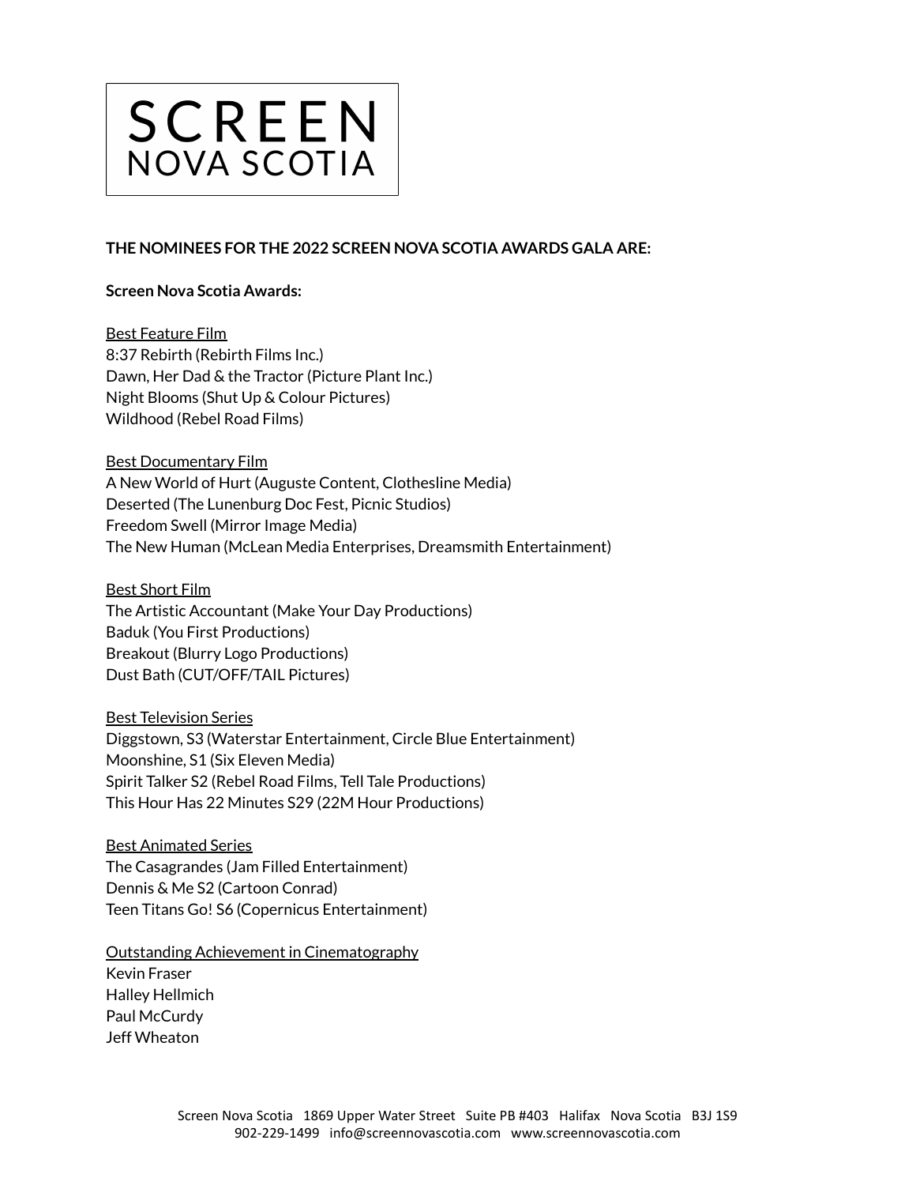# SCREEN NOVA SCOTIA

**THE NOMINEES FOR THE 2022 SCREEN NOVA SCOTIA AWARDS GALA ARE:**

**Screen Nova Scotia Awards:**

<u>Best Feature Film</u>
8:37 Rebirth (Rebirth Films Inc.)
Dawn, Her Dad & the Tractor (Picture Plant Inc.)
Night Blooms (Shut Up & Colour Pictures)
Wildhood (Rebel Road Films)

<u>Best Documentary Film</u>
A New World of Hurt (Auguste Content, Clothesline Media)
Deserted (The Lunenburg Doc Fest, Picnic Studios)
Freedom Swell (Mirror Image Media)
The New Human (McLean Media Enterprises, Dreamsmith Entertainment)

<u>Best Short Film</u>
The Artistic Accountant (Make Your Day Productions)
Baduk (You First Productions)
Breakout (Blurry Logo Productions)
Dust Bath (CUT/OFF/TAIL Pictures)

<u>Best Television Series</u>
Diggstown, S3 (Waterstar Entertainment, Circle Blue Entertainment)
Moonshine, S1 (Six Eleven Media)
Spirit Talker S2 (Rebel Road Films, Tell Tale Productions)
This Hour Has 22 Minutes S29 (22M Hour Productions)

<u>Best Animated Series</u>
The Casagrandes (Jam Filled Entertainment)
Dennis & Me S2 (Cartoon Conrad)
Teen Titans Go! S6 (Copernicus Entertainment)

<u>Outstanding Achievement in Cinematography</u>
Kevin Fraser
Halley Hellmich
Paul McCurdy
Jeff Wheaton

Screen Nova Scotia 1869 Upper Water Street Suite PB #403 Halifax Nova Scotia B3J 1S9
902-229-1499 info@screennovascotia.com www.screennovascotia.com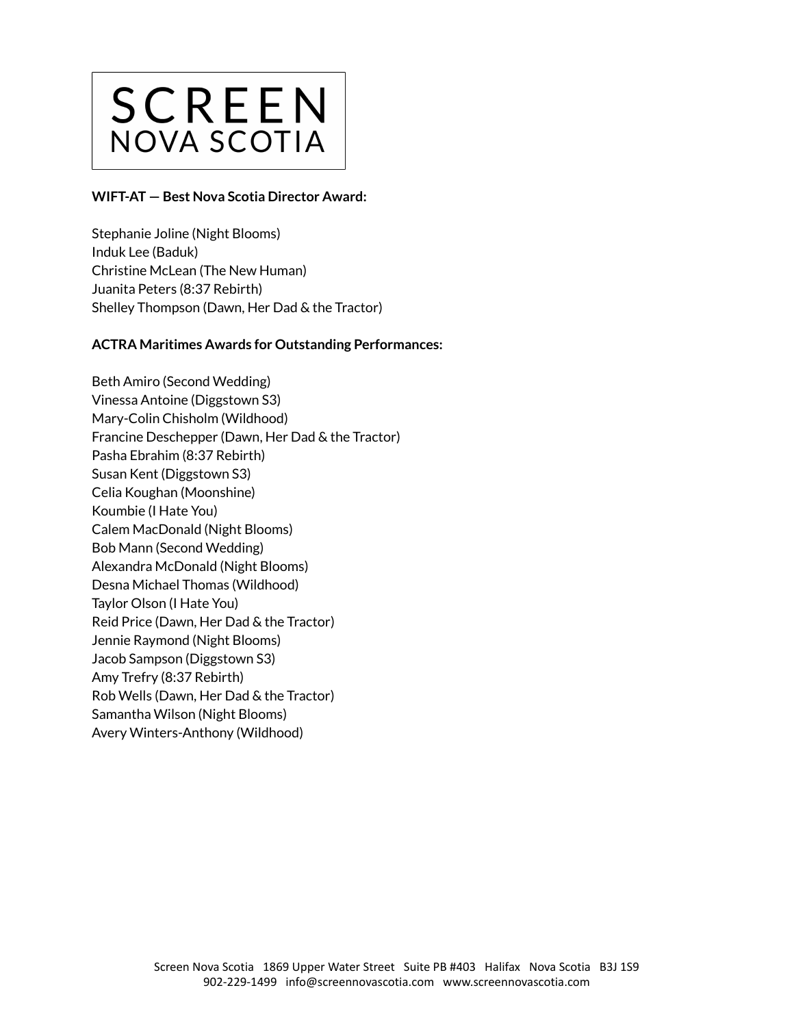**WIFT-AT — Best Nova Scotia Director Award:**

Stephanie Joline (Night Blooms)
Induk Lee (Baduk)
Christine McLean (The New Human)
Juanita Peters (8:37 Rebirth)
Shelley Thompson (Dawn, Her Dad & the Tractor)

**ACTRA Maritimes Awards for Outstanding Performances:**

Beth Amiro (Second Wedding)
Vinessa Antoine (Diggstown S3)
Mary-Colin Chisholm (Wildhood)
Francine Deschepper (Dawn, Her Dad & the Tractor)
Pasha Ebrahim (8:37 Rebirth)
Susan Kent (Diggstown S3)
Celia Koughan (Moonshine)
Koumbie (I Hate You)
Calem MacDonald (Night Blooms)
Bob Mann (Second Wedding)
Alexandra McDonald (Night Blooms)
Desna Michael Thomas (Wildhood)
Taylor Olson (I Hate You)
Reid Price (Dawn, Her Dad & the Tractor)
Jennie Raymond (Night Blooms)
Jacob Sampson (Diggstown S3)
Amy Trefry (8:37 Rebirth)
Rob Wells (Dawn, Her Dad & the Tractor)
Samantha Wilson (Night Blooms)
Avery Winters-Anthony (Wildhood)